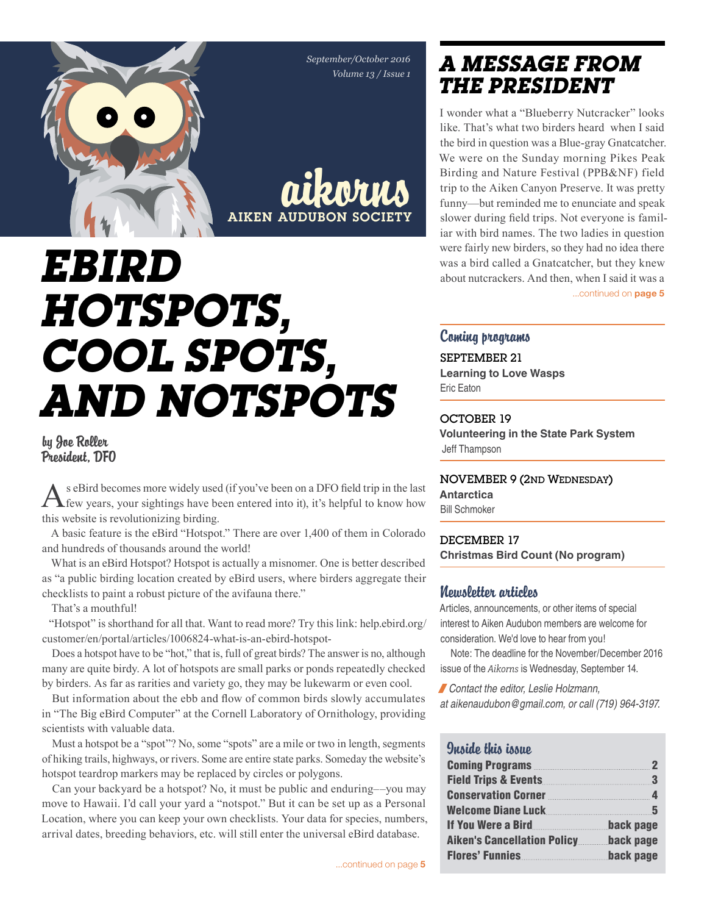*September/October 2016*
*Volume 13 / Issue 1*

**aikorns**
**AIKEN AUDUBON SOCIETY**

# EBIRD HOTSPOTS, COOL SPOTS, AND NOTSPOTS

**by Joe Roller**
**President, DFO**

As eBird becomes more widely used (if you've been on a DFO field trip in the last few years, your sightings have been entered into it), it's helpful to know how this website is revolutionizing birding.

A basic feature is the eBird "Hotspot." There are over 1,400 of them in Colorado and hundreds of thousands around the world!

What is an eBird Hotspot? Hotspot is actually a misnomer. One is better described as "a public birding location created by eBird users, where birders aggregate their checklists to paint a robust picture of the avifauna there."

That's a mouthful!

"Hotspot" is shorthand for all that. Want to read more? Try this link: help.ebird.org/customer/en/portal/articles/1006824-what-is-an-ebird-hotspot-

Does a hotspot have to be "hot," that is, full of great birds? The answer is no, although many are quite birdy. A lot of hotspots are small parks or ponds repeatedly checked by birders. As far as rarities and variety go, they may be lukewarm or even cool.

But information about the ebb and flow of common birds slowly accumulates in "The Big eBird Computer" at the Cornell Laboratory of Ornithology, providing scientists with valuable data.

Must a hotspot be a "spot"? No, some "spots" are a mile or two in length, segments of hiking trails, highways, or rivers. Some are entire state parks. Someday the website's hotspot teardrop markers may be replaced by circles or polygons.

Can your backyard be a hotspot? No, it must be public and enduring––you may move to Hawaii. I'd call your yard a "notspot." But it can be set up as a Personal Location, where you can keep your own checklists. Your data for species, numbers, arrival dates, breeding behaviors, etc. will still enter the universal eBird database.

...continued on **page 5**

## A MESSAGE FROM THE PRESIDENT

I wonder what a "Blueberry Nutcracker" looks like. That's what two birders heard when I said the bird in question was a Blue-gray Gnatcatcher. We were on the Sunday morning Pikes Peak Birding and Nature Festival (PPB&NF) field trip to the Aiken Canyon Preserve. It was pretty funny—but reminded me to enunciate and speak slower during field trips. Not everyone is familiar with bird names. The two ladies in question were fairly new birders, so they had no idea there was a bird called a Gnatcatcher, but they knew about nutcrackers. And then, when I said it was a

...continued on **page 5**

### Coming programs

**SEPTEMBER 21**
**Learning to Love Wasps**
Eric Eaton

**OCTOBER 19**
**Volunteering in the State Park System**
Jeff Thampson

**NOVEMBER 9 (2ND WEDNESDAY)**
**Antarctica**
Bill Schmoker

**DECEMBER 17**
**Christmas Bird Count (No program)**

### Newsletter articles

Articles, announcements, or other items of special interest to Aiken Audubon members are welcome for consideration. We'd love to hear from you!

Note: The deadline for the November/December 2016 issue of the *Aikorns* is Wednesday, September 14.

*Contact the editor, Leslie Holzmann, at aikenaudubon@gmail.com, or call (719) 964-3197.*

### Inside this issue

| | |
|---|---|
| Coming Programs | 2 |
| Field Trips & Events | 3 |
| Conservation Corner | 4 |
| Welcome Diane Luck | 5 |
| If You Were a Bird | back page |
| Aiken's Cancellation Policy | back page |
| Flores' Funnies | back page |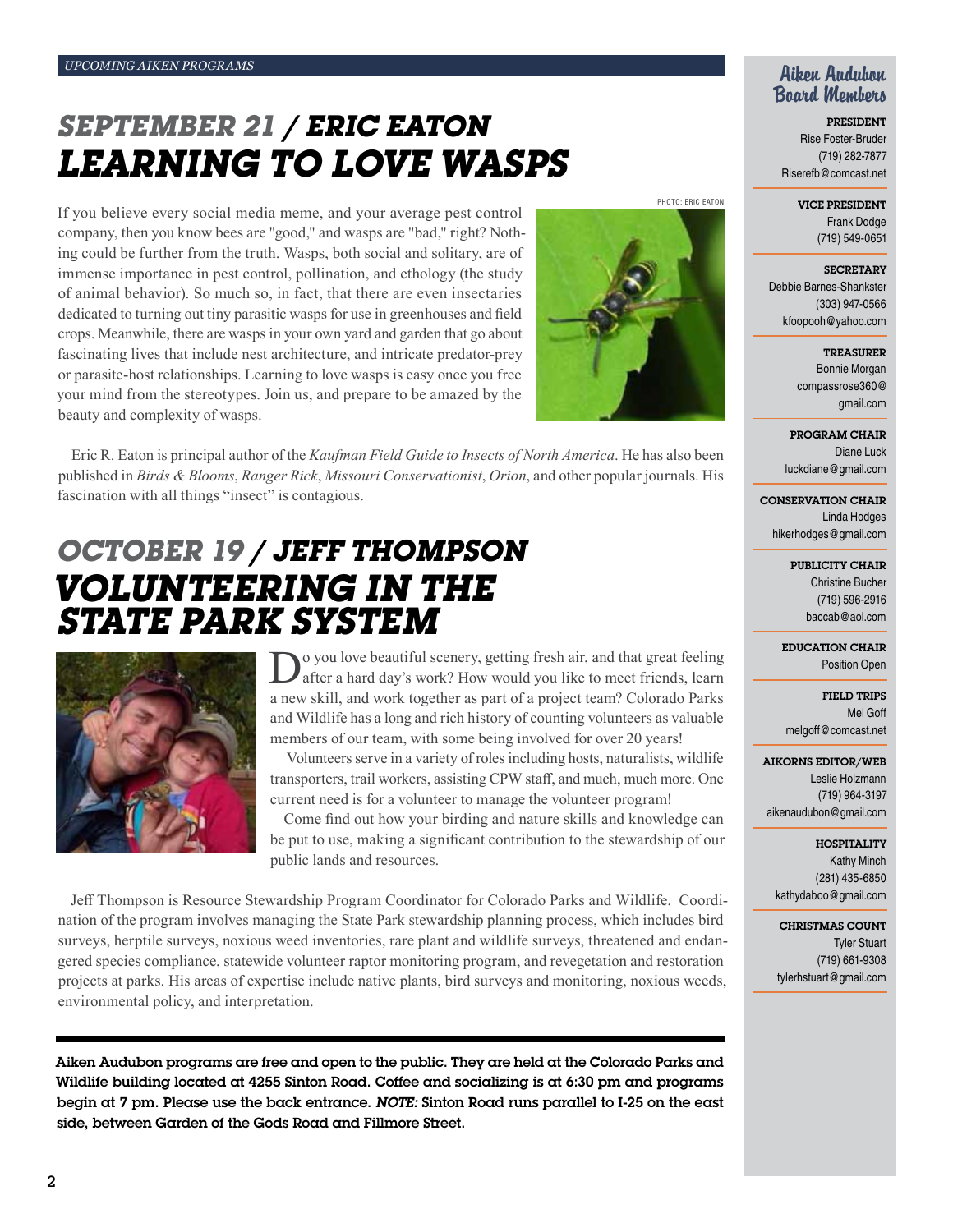UPCOMING AIKEN PROGRAMS

## *SEPTEMBER 21 / ERIC EATON*
## *LEARNING TO LOVE WASPS*

PHOTO: ERIC EATON

If you believe every social media meme, and your average pest control company, then you know bees are "good," and wasps are "bad," right? Nothing could be further from the truth. Wasps, both social and solitary, are of immense importance in pest control, pollination, and ethology (the study of animal behavior). So much so, in fact, that there are even insectaries dedicated to turning out tiny parasitic wasps for use in greenhouses and field crops. Meanwhile, there are wasps in your own yard and garden that go about fascinating lives that include nest architecture, and intricate predator-prey or parasite-host relationships. Learning to love wasps is easy once you free your mind from the stereotypes. Join us, and prepare to be amazed by the beauty and complexity of wasps.

Eric R. Eaton is principal author of the *Kaufman Field Guide to Insects of North America*. He has also been published in *Birds & Blooms*, *Ranger Rick*, *Missouri Conservationist*, *Orion*, and other popular journals. His fascination with all things "insect" is contagious.

## *OCTOBER 19 / JEFF THOMPSON*
## *VOLUNTEERING IN THE STATE PARK SYSTEM*

Do you love beautiful scenery, getting fresh air, and that great feeling after a hard day's work? How would you like to meet friends, learn a new skill, and work together as part of a project team? Colorado Parks and Wildlife has a long and rich history of counting volunteers as valuable members of our team, with some being involved for over 20 years!

Volunteers serve in a variety of roles including hosts, naturalists, wildlife transporters, trail workers, assisting CPW staff, and much, much more. One current need is for a volunteer to manage the volunteer program!

Come find out how your birding and nature skills and knowledge can be put to use, making a significant contribution to the stewardship of our public lands and resources.

Jeff Thompson is Resource Stewardship Program Coordinator for Colorado Parks and Wildlife. Coordination of the program involves managing the State Park stewardship planning process, which includes bird surveys, herptile surveys, noxious weed inventories, rare plant and wildlife surveys, threatened and endangered species compliance, statewide volunteer raptor monitoring program, and revegetation and restoration projects at parks. His areas of expertise include native plants, bird surveys and monitoring, noxious weeds, environmental policy, and interpretation.

**Aiken Audubon programs are free and open to the public. They are held at the Colorado Parks and Wildlife building located at 4255 Sinton Road. Coffee and socializing is at 6:30 pm and programs begin at 7 pm. Please use the back entrance. *NOTE:* Sinton Road runs parallel to I-25 on the east side, between Garden of the Gods Road and Fillmore Street.**

## Aiken Audubon Board Members

**PRESIDENT**
Rise Foster-Bruder
(719) 282-7877
Riserefb@comcast.net

**VICE PRESIDENT**
Frank Dodge
(719) 549-0651

**SECRETARY**
Debbie Barnes-Shankster
(303) 947-0566
kfoopooh@yahoo.com

**TREASURER**
Bonnie Morgan
compassrose360@gmail.com

**PROGRAM CHAIR**
Diane Luck
luckdiane@gmail.com

**CONSERVATION CHAIR**
Linda Hodges
hikerhodges@gmail.com

**PUBLICITY CHAIR**
Christine Bucher
(719) 596-2916
baccab@aol.com

**EDUCATION CHAIR**
Position Open

**FIELD TRIPS**
Mel Goff
melgoff@comcast.net

**AIKORNS EDITOR/WEB**
Leslie Holzmann
(719) 964-3197
aikenaudubon@gmail.com

**HOSPITALITY**
Kathy Minch
(281) 435-6850
kathydaboo@gmail.com

**CHRISTMAS COUNT**
Tyler Stuart
(719) 661-9308
tylerhstuart@gmail.com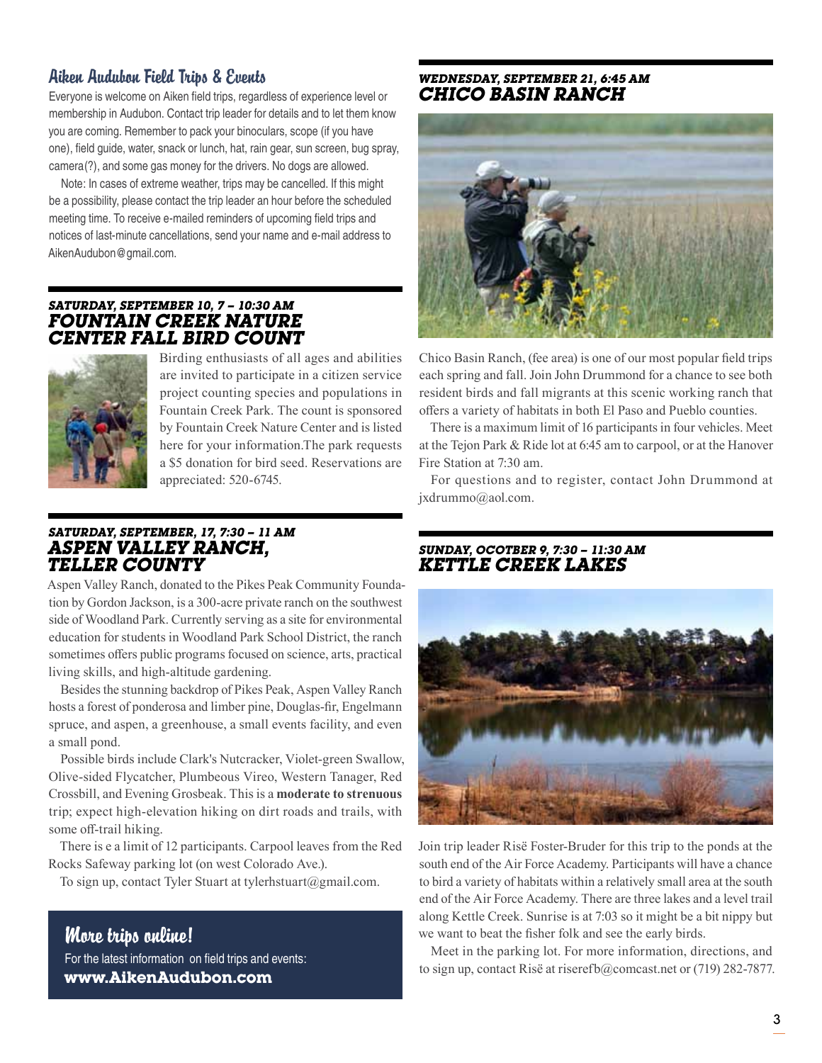## Aiken Audubon Field Trips & Events

Everyone is welcome on Aiken field trips, regardless of experience level or membership in Audubon. Contact trip leader for details and to let them know you are coming. Remember to pack your binoculars, scope (if you have one), field guide, water, snack or lunch, hat, rain gear, sun screen, bug spray, camera(?), and some gas money for the drivers. No dogs are allowed.

Note: In cases of extreme weather, trips may be cancelled. If this might be a possibility, please contact the trip leader an hour before the scheduled meeting time. To receive e-mailed reminders of upcoming field trips and notices of last-minute cancellations, send your name and e-mail address to AikenAudubon@gmail.com.

### *SATURDAY, SEPTEMBER 10, 7 – 10:30 AM*
### *FOUNTAIN CREEK NATURE CENTER FALL BIRD COUNT*

Birding enthusiasts of all ages and abilities are invited to participate in a citizen service project counting species and populations in Fountain Creek Park. The count is sponsored by Fountain Creek Nature Center and is listed here for your information.The park requests a $5 donation for bird seed. Reservations are appreciated: 520-6745.

### *SATURDAY, SEPTEMBER, 17, 7:30 – 11 AM*
### *ASPEN VALLEY RANCH, TELLER COUNTY*

Aspen Valley Ranch, donated to the Pikes Peak Community Foundation by Gordon Jackson, is a 300-acre private ranch on the southwest side of Woodland Park. Currently serving as a site for environmental education for students in Woodland Park School District, the ranch sometimes offers public programs focused on science, arts, practical living skills, and high-altitude gardening.

Besides the stunning backdrop of Pikes Peak, Aspen Valley Ranch hosts a forest of ponderosa and limber pine, Douglas-fir, Engelmann spruce, and aspen, a greenhouse, a small events facility, and even a small pond.

Possible birds include Clark's Nutcracker, Violet-green Swallow, Olive-sided Flycatcher, Plumbeous Vireo, Western Tanager, Red Crossbill, and Evening Grosbeak. This is a **moderate to strenuous** trip; expect high-elevation hiking on dirt roads and trails, with some off-trail hiking.

There is e a limit of 12 participants. Carpool leaves from the Red Rocks Safeway parking lot (on west Colorado Ave.).

To sign up, contact Tyler Stuart at tylerhstuart@gmail.com.

**More trips online!**

For the latest information on field trips and events: **www.AikenAudubon.com**

### *WEDNESDAY, SEPTEMBER 21, 6:45 AM*
### *CHICO BASIN RANCH*

Chico Basin Ranch, (fee area) is one of our most popular field trips each spring and fall. Join John Drummond for a chance to see both resident birds and fall migrants at this scenic working ranch that offers a variety of habitats in both El Paso and Pueblo counties.

There is a maximum limit of 16 participants in four vehicles. Meet at the Tejon Park & Ride lot at 6:45 am to carpool, or at the Hanover Fire Station at 7:30 am.

For questions and to register, contact John Drummond at jxdrummo@aol.com.

### *SUNDAY, OCOTBER 9, 7:30 – 11:30 AM*
### *KETTLE CREEK LAKES*

Join trip leader Risë Foster-Bruder for this trip to the ponds at the south end of the Air Force Academy. Participants will have a chance to bird a variety of habitats within a relatively small area at the south end of the Air Force Academy. There are three lakes and a level trail along Kettle Creek. Sunrise is at 7:03 so it might be a bit nippy but we want to beat the fisher folk and see the early birds.

Meet in the parking lot. For more information, directions, and to sign up, contact Risë at riserefb@comcast.net or (719) 282-7877.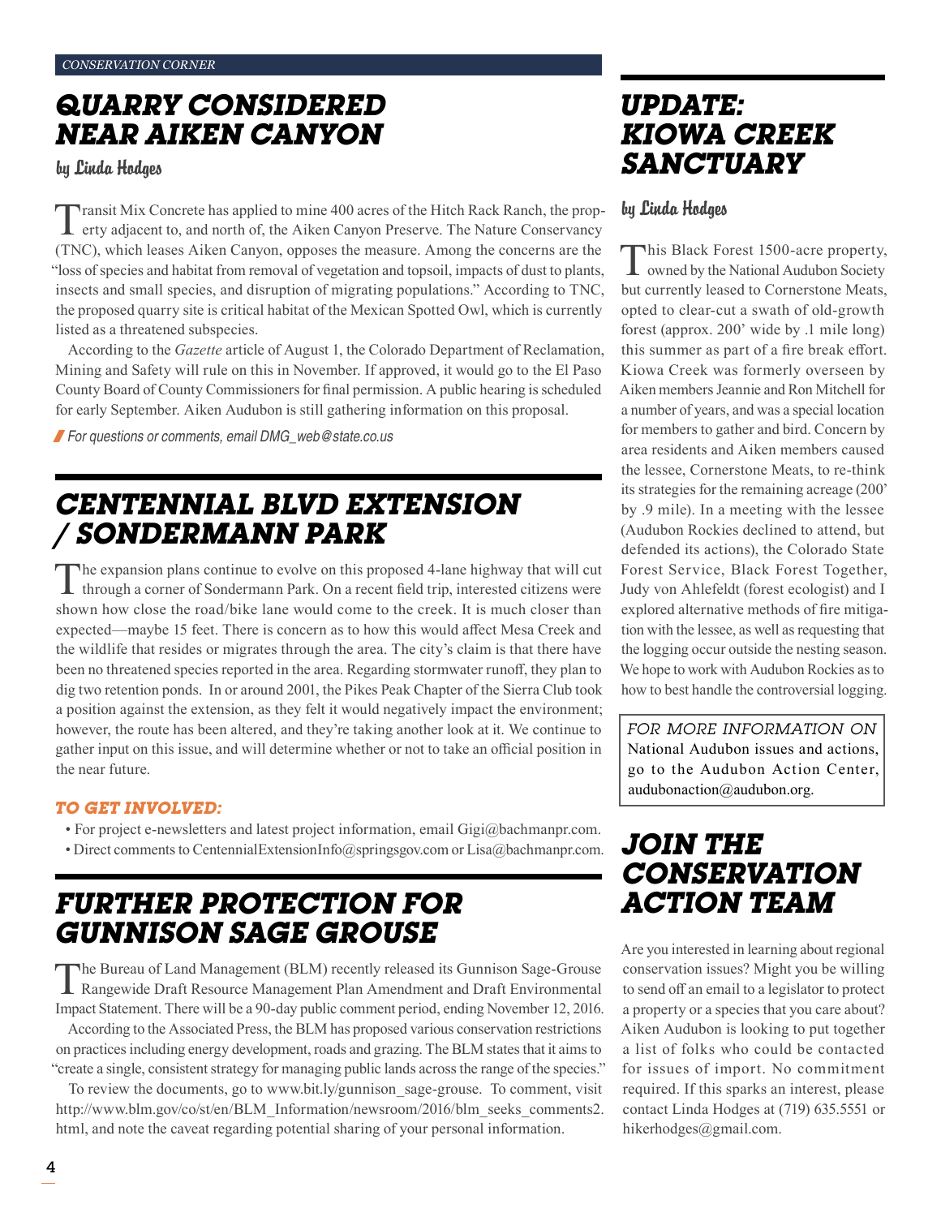CONSERVATION CORNER

## QUARRY CONSIDERED NEAR AIKEN CANYON

by Linda Hodges

Transit Mix Concrete has applied to mine 400 acres of the Hitch Rack Ranch, the property adjacent to, and north of, the Aiken Canyon Preserve. The Nature Conservancy (TNC), which leases Aiken Canyon, opposes the measure. Among the concerns are the "loss of species and habitat from removal of vegetation and topsoil, impacts of dust to plants, insects and small species, and disruption of migrating populations." According to TNC, the proposed quarry site is critical habitat of the Mexican Spotted Owl, which is currently listed as a threatened subspecies.

According to the *Gazette* article of August 1, the Colorado Department of Reclamation, Mining and Safety will rule on this in November. If approved, it would go to the El Paso County Board of County Commissioners for final permission. A public hearing is scheduled for early September. Aiken Audubon is still gathering information on this proposal.

*For questions or comments, email DMG_web@state.co.us*

## CENTENNIAL BLVD EXTENSION / SONDERMANN PARK

The expansion plans continue to evolve on this proposed 4-lane highway that will cut through a corner of Sondermann Park. On a recent field trip, interested citizens were shown how close the road/bike lane would come to the creek. It is much closer than expected—maybe 15 feet. There is concern as to how this would affect Mesa Creek and the wildlife that resides or migrates through the area. The city's claim is that there have been no threatened species reported in the area. Regarding stormwater runoff, they plan to dig two retention ponds. In or around 2001, the Pikes Peak Chapter of the Sierra Club took a position against the extension, as they felt it would negatively impact the environment; however, the route has been altered, and they're taking another look at it. We continue to gather input on this issue, and will determine whether or not to take an official position in the near future.

### TO GET INVOLVED:

- For project e-newsletters and latest project information, email Gigi@bachmanpr.com.
- Direct comments to CentennialExtensionInfo@springsgov.com or Lisa@bachmanpr.com.

## FURTHER PROTECTION FOR GUNNISON SAGE GROUSE

The Bureau of Land Management (BLM) recently released its Gunnison Sage-Grouse Rangewide Draft Resource Management Plan Amendment and Draft Environmental Impact Statement. There will be a 90-day public comment period, ending November 12, 2016.

According to the Associated Press, the BLM has proposed various conservation restrictions on practices including energy development, roads and grazing. The BLM states that it aims to "create a single, consistent strategy for managing public lands across the range of the species."

To review the documents, go to www.bit.ly/gunnison_sage-grouse. To comment, visit http://www.blm.gov/co/st/en/BLM_Information/newsroom/2016/blm_seeks_comments2.html, and note the caveat regarding potential sharing of your personal information.

## UPDATE: KIOWA CREEK SANCTUARY

by Linda Hodges

This Black Forest 1500-acre property, owned by the National Audubon Society but currently leased to Cornerstone Meats, opted to clear-cut a swath of old-growth forest (approx. 200' wide by .1 mile long) this summer as part of a fire break effort. Kiowa Creek was formerly overseen by Aiken members Jeannie and Ron Mitchell for a number of years, and was a special location for members to gather and bird. Concern by area residents and Aiken members caused the lessee, Cornerstone Meats, to re-think its strategies for the remaining acreage (200' by .9 mile). In a meeting with the lessee (Audubon Rockies declined to attend, but defended its actions), the Colorado State Forest Service, Black Forest Together, Judy von Ahlefeldt (forest ecologist) and I explored alternative methods of fire mitigation with the lessee, as well as requesting that the logging occur outside the nesting season. We hope to work with Audubon Rockies as to how to best handle the controversial logging.

FOR MORE INFORMATION ON National Audubon issues and actions, go to the Audubon Action Center, audubonaction@audubon.org.

## JOIN THE CONSERVATION ACTION TEAM

Are you interested in learning about regional conservation issues? Might you be willing to send off an email to a legislator to protect a property or a species that you care about? Aiken Audubon is looking to put together a list of folks who could be contacted for issues of import. No commitment required. If this sparks an interest, please contact Linda Hodges at (719) 635.5551 or hikerhodges@gmail.com.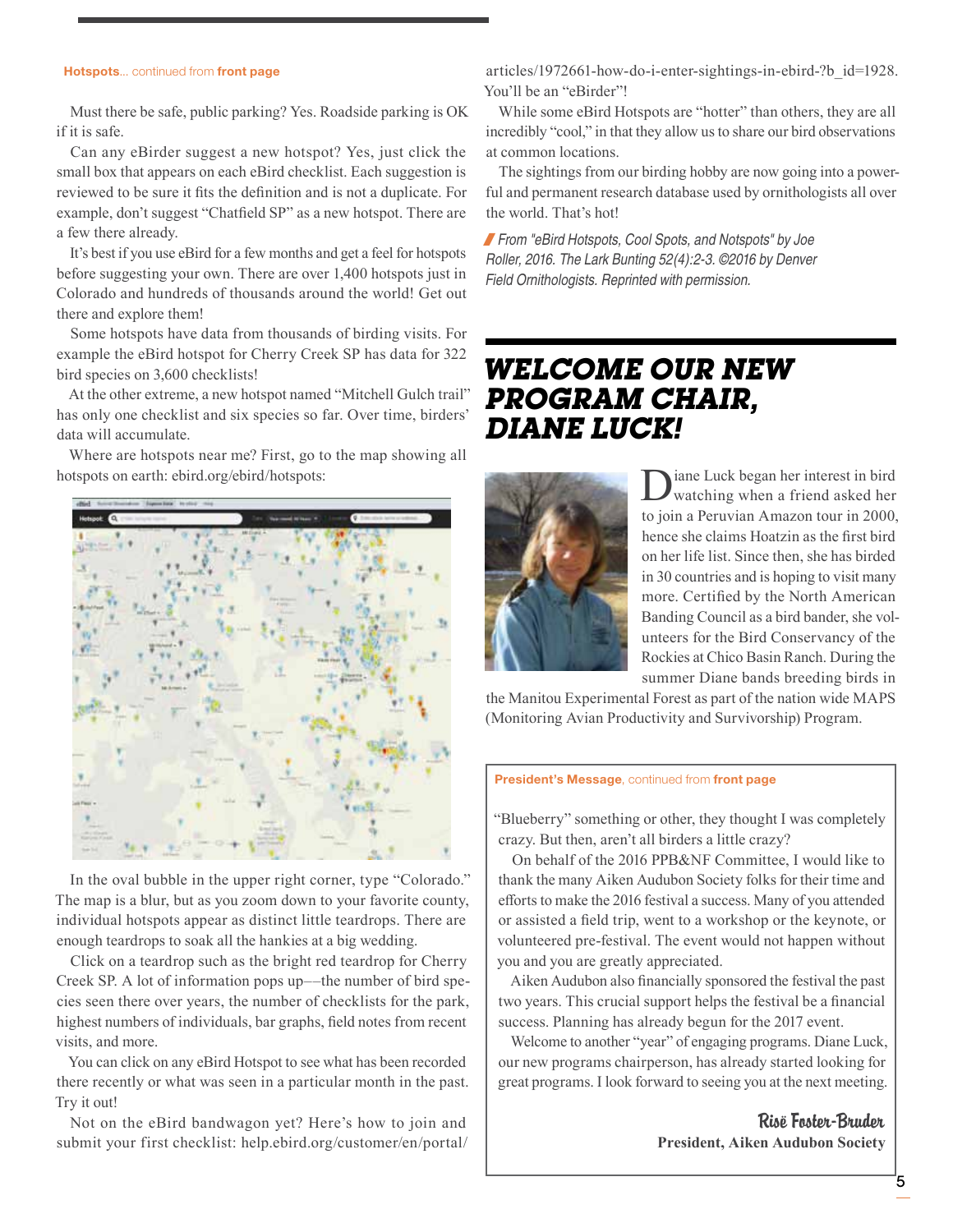**Hotspots**... continued from **front page**

Must there be safe, public parking? Yes. Roadside parking is OK if it is safe.

Can any eBirder suggest a new hotspot? Yes, just click the small box that appears on each eBird checklist. Each suggestion is reviewed to be sure it fits the definition and is not a duplicate. For example, don't suggest "Chatfield SP" as a new hotspot. There are a few there already.

It's best if you use eBird for a few months and get a feel for hotspots before suggesting your own. There are over 1,400 hotspots just in Colorado and hundreds of thousands around the world! Get out there and explore them!

Some hotspots have data from thousands of birding visits. For example the eBird hotspot for Cherry Creek SP has data for 322 bird species on 3,600 checklists!

At the other extreme, a new hotspot named "Mitchell Gulch trail" has only one checklist and six species so far. Over time, birders' data will accumulate.

Where are hotspots near me? First, go to the map showing all hotspots on earth: ebird.org/ebird/hotspots:

In the oval bubble in the upper right corner, type "Colorado." The map is a blur, but as you zoom down to your favorite county, individual hotspots appear as distinct little teardrops. There are enough teardrops to soak all the hankies at a big wedding.

Click on a teardrop such as the bright red teardrop for Cherry Creek SP. A lot of information pops up—the number of bird species seen there over years, the number of checklists for the park, highest numbers of individuals, bar graphs, field notes from recent visits, and more.

You can click on any eBird Hotspot to see what has been recorded there recently or what was seen in a particular month in the past. Try it out!

Not on the eBird bandwagon yet? Here's how to join and submit your first checklist: help.ebird.org/customer/en/portal/articles/1972661-how-do-i-enter-sightings-in-ebird-?b_id=1928. You'll be an "eBirder"!

While some eBird Hotspots are "hotter" than others, they are all incredibly "cool," in that they allow us to share our bird observations at common locations.

The sightings from our birding hobby are now going into a powerful and permanent research database used by ornithologists all over the world. That's hot!

*From "eBird Hotspots, Cool Spots, and Notspots" by Joe Roller, 2016. The Lark Bunting 52(4):2-3. ©2016 by Denver Field Ornithologists. Reprinted with permission.*

# WELCOME OUR NEW PROGRAM CHAIR, DIANE LUCK!

Diane Luck began her interest in bird watching when a friend asked her to join a Peruvian Amazon tour in 2000, hence she claims Hoatzin as the first bird on her life list. Since then, she has birded in 30 countries and is hoping to visit many more. Certified by the North American Banding Council as a bird bander, she volunteers for the Bird Conservancy of the Rockies at Chico Basin Ranch. During the summer Diane bands breeding birds in the Manitou Experimental Forest as part of the nation wide MAPS (Monitoring Avian Productivity and Survivorship) Program.

**President's Message**, continued from **front page**

"Blueberry" something or other, they thought I was completely crazy. But then, aren't all birders a little crazy?

On behalf of the 2016 PPB&NF Committee, I would like to thank the many Aiken Audubon Society folks for their time and efforts to make the 2016 festival a success. Many of you attended or assisted a field trip, went to a workshop or the keynote, or volunteered pre-festival. The event would not happen without you and you are greatly appreciated.

Aiken Audubon also financially sponsored the festival the past two years. This crucial support helps the festival be a financial success. Planning has already begun for the 2017 event.

Welcome to another "year" of engaging programs. Diane Luck, our new programs chairperson, has already started looking for great programs. I look forward to seeing you at the next meeting.

Risë Foster-Bruder
**President, Aiken Audubon Society**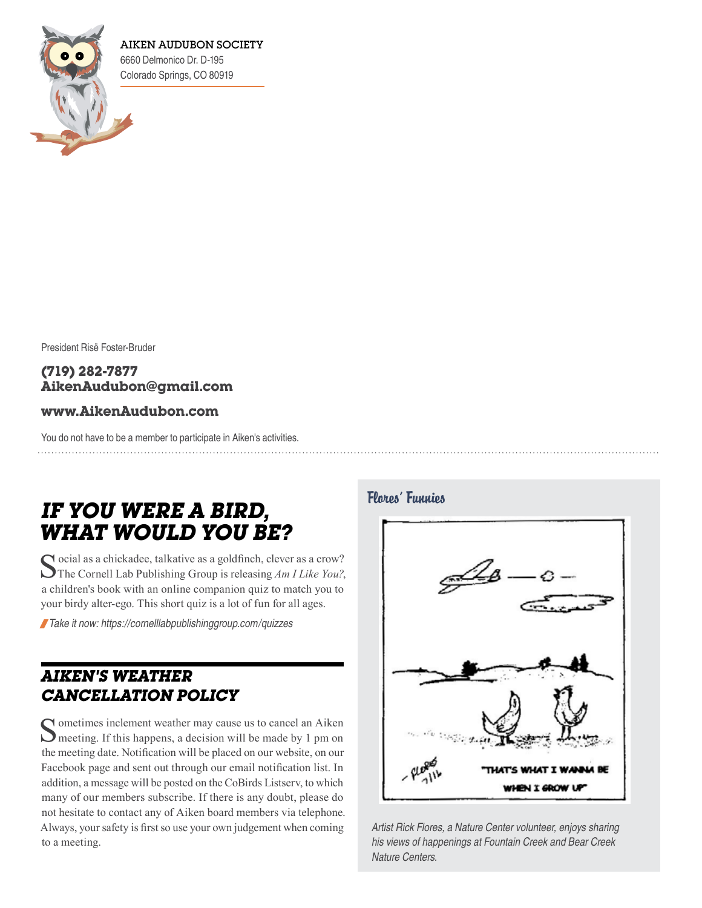AIKEN AUDUBON SOCIETY
6660 Delmonico Dr. D-195
Colorado Springs, CO 80919

President Risë Foster-Bruder

**(719) 282-7877**
**AikenAudubon@gmail.com**

**www.AikenAudubon.com**

You do not have to be a member to participate in Aiken's activities.

# IF YOU WERE A BIRD, WHAT WOULD YOU BE?

Social as a chickadee, talkative as a goldfinch, clever as a crow? The Cornell Lab Publishing Group is releasing *Am I Like You?*, a children's book with an online companion quiz to match you to your birdy alter-ego. This short quiz is a lot of fun for all ages.

*Take it now: https://cornelllabpublishinggroup.com/quizzes*

## AIKEN'S WEATHER CANCELLATION POLICY

Sometimes inclement weather may cause us to cancel an Aiken meeting. If this happens, a decision will be made by 1 pm on the meeting date. Notification will be placed on our website, on our Facebook page and sent out through our email notification list. In addition, a message will be posted on the CoBirds Listserv, to which many of our members subscribe. If there is any doubt, please do not hesitate to contact any of Aiken board members via telephone. Always, your safety is first so use your own judgement when coming to a meeting.

## Flores' Funnies

"THAT'S WHAT I WANNA BE WHEN I GROW UP"

*Artist Rick Flores, a Nature Center volunteer, enjoys sharing his views of happenings at Fountain Creek and Bear Creek Nature Centers.*